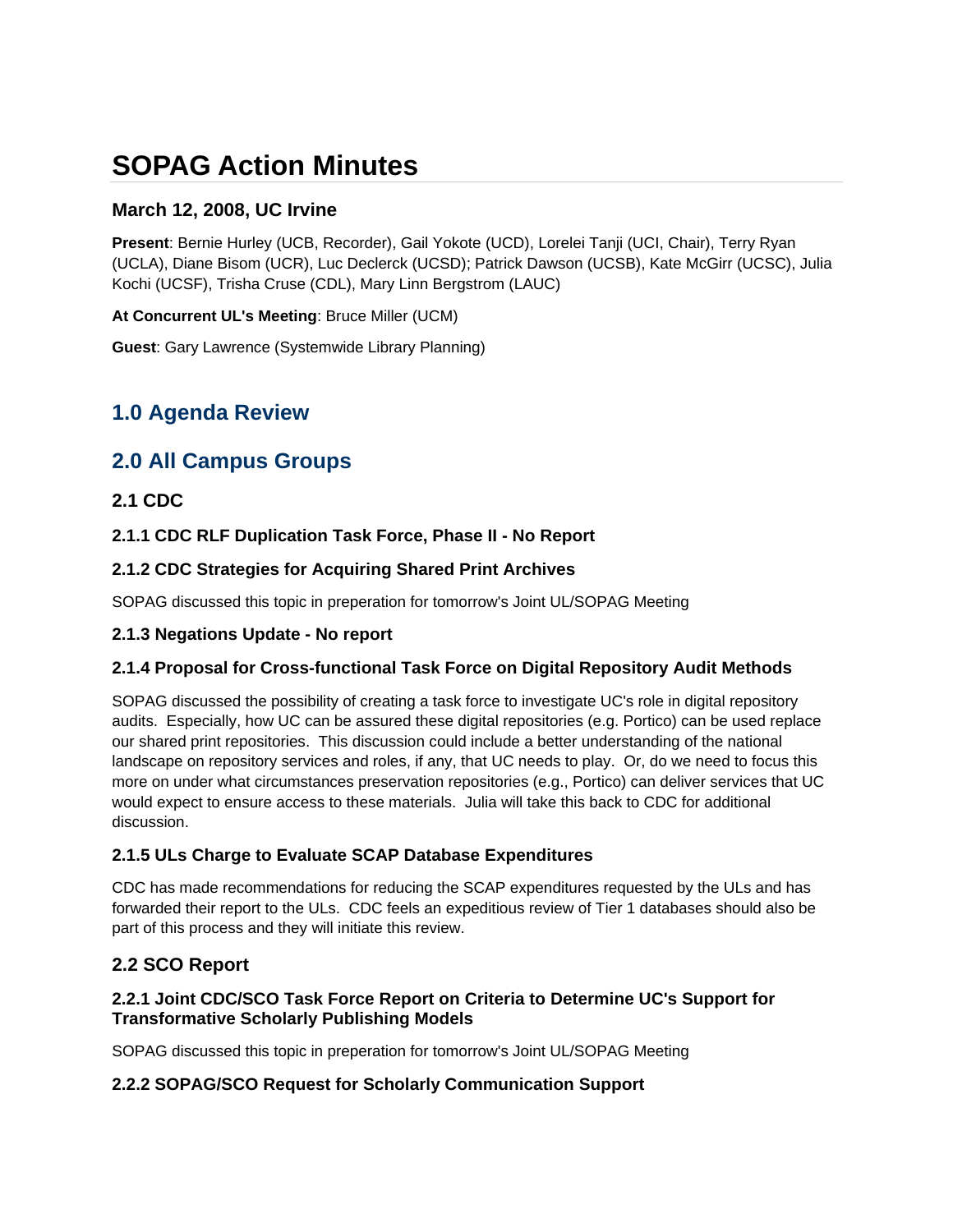# SOPAG Action Minutes

### March 12, 2008, UC Irvine

**Present**: Bernie Hurley (UCB, Recorder), Gail Yokote (UCD), Lorelei Tanji (UCI, Chair), Terry Ryan (UCLA), Diane Bisom (UCR), Luc Declerck (UCSD); Patrick Dawson (UCSB), Kate McGirr (UCSC), Julia Kochi (UCSF), Trisha Cruse (CDL), Mary Linn Bergstrom (LAUC)

**At Concurrent UL's Meeting**: Bruce Miller (UCM)

**Guest**: Gary Lawrence (Systemwide Library Planning)

## 1.0 Agenda Review

## 2.0 All Campus Groups

### 2.1 CDC

#### 2.1.1 CDC RLF Duplication Task Force, Phase II - No Report

#### 2.1.2 CDC Strategies for Acquiring Shared Print Archives

SOPAG discussed this topic in preperation for tomorrow's Joint UL/SOPAG Meeting

#### 2.1.3 Negations Update - No report

#### 2.1.4 Proposal for Cross-functional Task Force on Digital Repository Audit Methods

SOPAG discussed the possibility of creating a task force to investigate UC's role in digital repository audits. Especially, how UC can be assured these digital repositories (e.g. Portico) can be used replace our shared print repositories. This discussion could include a better understanding of the national landscape on repository services and roles, if any, that UC needs to play. Or, do we need to focus this more on under what circumstances preservation repositories (e.g., Portico) can deliver services that UC would expect to ensure access to these materials. Julia will take this back to CDC for additional discussion.

#### 2.1.5 ULs Charge to Evaluate SCAP Database Expenditures

CDC has made recommendations for reducing the SCAP expenditures requested by the ULs and has forwarded their report to the ULs. CDC feels an expeditious review of Tier 1 databases should also be part of this process and they will initiate this review.

### 2.2 SCO Report

#### 2.2.1 Joint CDC/SCO Task Force Report on Criteria to Determine UC's Support for Transformative Scholarly Publishing Models

SOPAG discussed this topic in preperation for tomorrow's Joint UL/SOPAG Meeting

#### 2.2.2 SOPAG/SCO Request for Scholarly Communication Support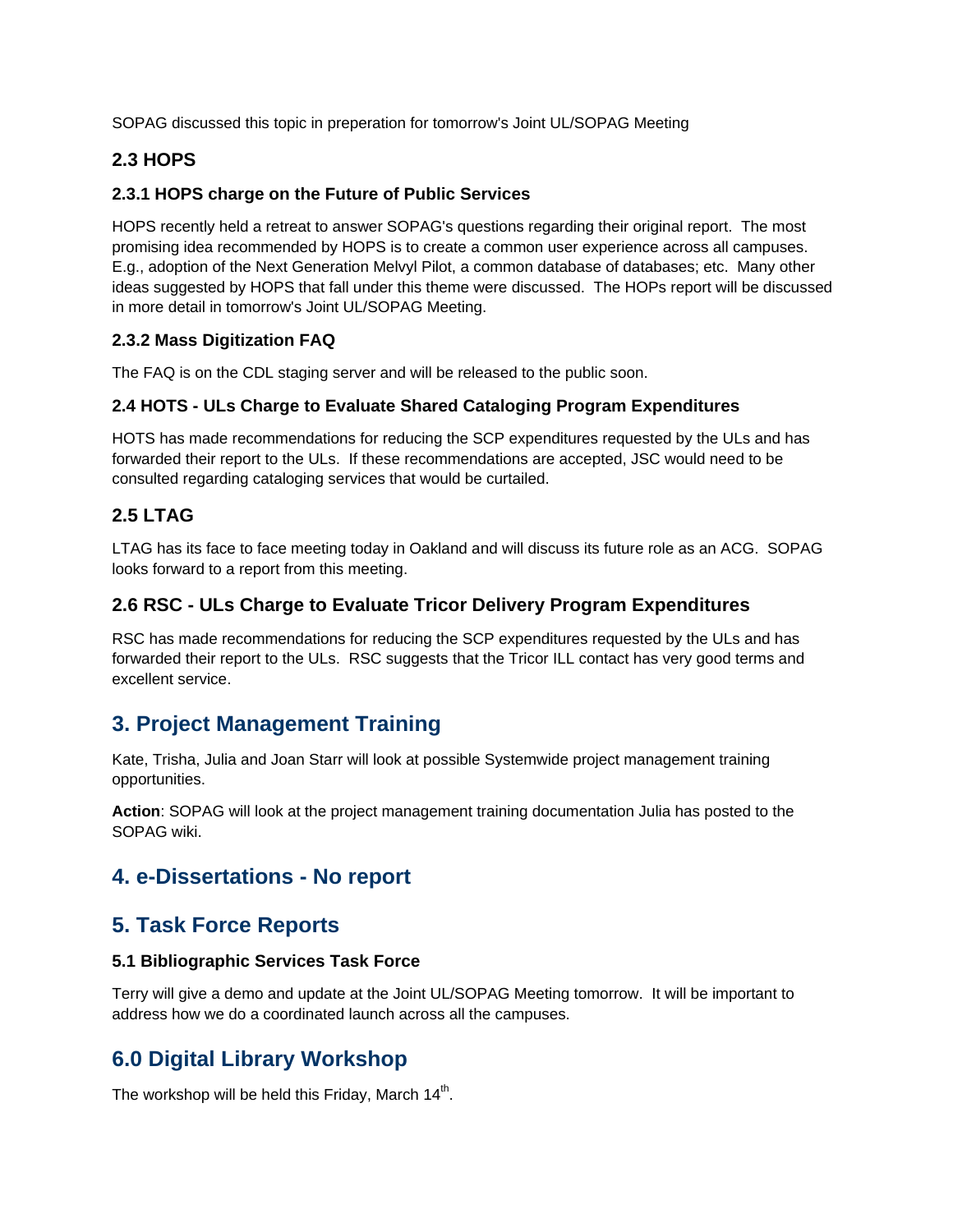SOPAG discussed this topic in preperation for tomorrow's Joint UL/SOPAG Meeting

### 2.3 HOPS

#### 2.3.1 HOPS charge on the Future of Public Services

HOPS recently held a retreat to answer SOPAG's questions regarding their original report. The most promising idea recommended by HOPS is to create a common user experience across all campuses. E.g., adoption of the Next Generation Melvyl Pilot, a common database of databases; etc. Many other ideas suggested by HOPS that fall under this theme were discussed. The HOPs report will be discussed in more detail in tomorrow's Joint UL/SOPAG Meeting.

#### 2.3.2 Mass Digitization FAQ

The FAQ is on the CDL staging server and will be released to the public soon.

#### 2.4 HOTS - ULs Charge to Evaluate Shared Cataloging Program Expenditures

HOTS has made recommendations for reducing the SCP expenditures requested by the ULs and has forwarded their report to the ULs. If these recommendations are accepted, JSC would need to be consulted regarding cataloging services that would be curtailed.

### 2.5 LTAG

LTAG has its face to face meeting today in Oakland and will discuss its future role as an ACG. SOPAG looks forward to a report from this meeting.

### 2.6 RSC - ULs Charge to Evaluate Tricor Delivery Program Expenditures

RSC has made recommendations for reducing the SCP expenditures requested by the ULs and has forwarded their report to the ULs. RSC suggests that the Tricor ILL contact has very good terms and excellent service.

## 3. Project Management Training

Kate, Trisha, Julia and Joan Starr will look at possible Systemwide project management training opportunities.

**Action**: SOPAG will look at the project management training documentation Julia has posted to the SOPAG wiki.

## 4. e-Dissertations - No report

## 5. Task Force Reports

#### 5.1 Bibliographic Services Task Force

Terry will give a demo and update at the Joint UL/SOPAG Meeting tomorrow. It will be important to address how we do a coordinated launch across all the campuses.

## 6.0 Digital Library Workshop

The workshop will be held this Friday, March 14th.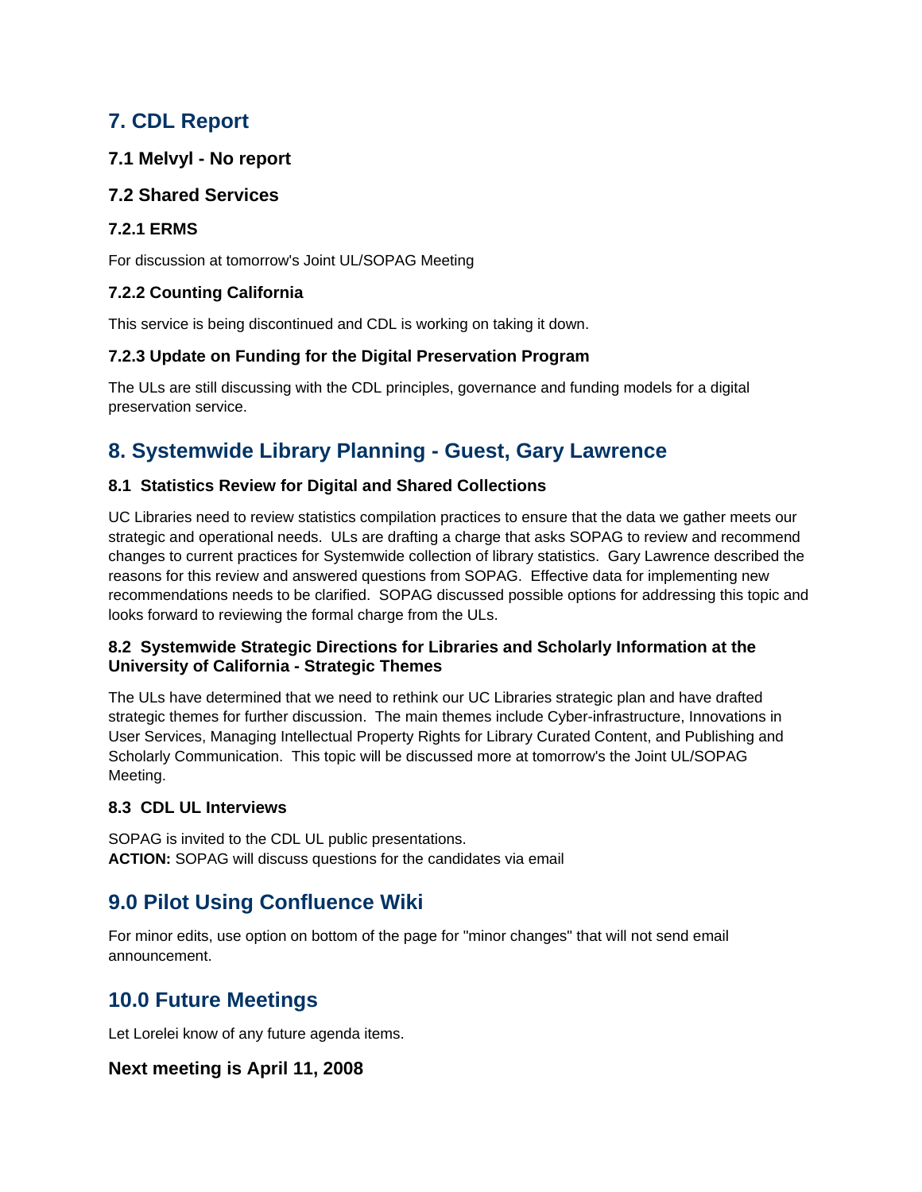## 7. CDL Report

### 7.1 Melvyl - No report

### 7.2 Shared Services

#### 7.2.1 ERMS

For discussion at tomorrow's Joint UL/SOPAG Meeting

#### 7.2.2 Counting California

This service is being discontinued and CDL is working on taking it down.

#### 7.2.3 Update on Funding for the Digital Preservation Program

The ULs are still discussing with the CDL principles, governance and funding models for a digital preservation service.

## 8. Systemwide Library Planning - Guest, Gary Lawrence

#### 8.1 Statistics Review for Digital and Shared Collections

UC Libraries need to review statistics compilation practices to ensure that the data we gather meets our strategic and operational needs. ULs are drafting a charge that asks SOPAG to review and recommend changes to current practices for Systemwide collection of library statistics. Gary Lawrence described the reasons for this review and answered questions from SOPAG. Effective data for implementing new recommendations needs to be clarified. SOPAG discussed possible options for addressing this topic and looks forward to reviewing the formal charge from the ULs.

#### 8.2 Systemwide Strategic Directions for Libraries and Scholarly Information at the University of California - Strategic Themes

The ULs have determined that we need to rethink our UC Libraries strategic plan and have drafted strategic themes for further discussion. The main themes include Cyber-infrastructure, Innovations in User Services, Managing Intellectual Property Rights for Library Curated Content, and Publishing and Scholarly Communication. This topic will be discussed more at tomorrow's the Joint UL/SOPAG Meeting.

#### 8.3 CDL UL Interviews

SOPAG is invited to the CDL UL public presentations.
**ACTION:** SOPAG will discuss questions for the candidates via email

## 9.0 Pilot Using Confluence Wiki

For minor edits, use option on bottom of the page for "minor changes" that will not send email announcement.

## 10.0 Future Meetings

Let Lorelei know of any future agenda items.

### Next meeting is April 11, 2008